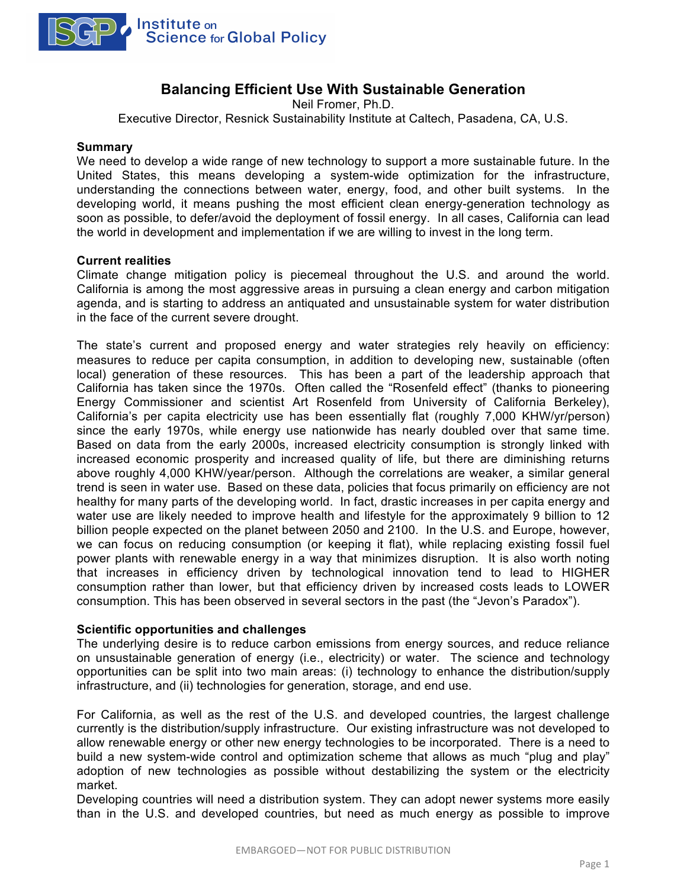# Balancing Efficient Use With Sustainable Generation

Neil Fromer, Ph.D.

Executive Director, Resnick Sustainability Institute at Caltech, Pasadena, CA, U.S.

## Summary

We need to develop a wide range of new technology to support a more sustainable future. In the United States, this means developing a system-wide optimization for the infrastructure, understanding the connections between water, energy, food, and other built systems. In the developing world, it means pushing the most efficient clean energy-generation technology as soon as possible, to defer/avoid the deployment of fossil energy. In all cases, California can lead the world in development and implementation if we are willing to invest in the long term.

## Current realities

Climate change mitigation policy is piecemeal throughout the U.S. and around the world. California is among the most aggressive areas in pursuing a clean energy and carbon mitigation agenda, and is starting to address an antiquated and unsustainable system for water distribution in the face of the current severe drought.

The state's current and proposed energy and water strategies rely heavily on efficiency: measures to reduce per capita consumption, in addition to developing new, sustainable (often local) generation of these resources. This has been a part of the leadership approach that California has taken since the 1970s. Often called the "Rosenfeld effect" (thanks to pioneering Energy Commissioner and scientist Art Rosenfeld from University of California Berkeley), California's per capita electricity use has been essentially flat (roughly 7,000 KHW/yr/person) since the early 1970s, while energy use nationwide has nearly doubled over that same time. Based on data from the early 2000s, increased electricity consumption is strongly linked with increased economic prosperity and increased quality of life, but there are diminishing returns above roughly 4,000 KHW/year/person. Although the correlations are weaker, a similar general trend is seen in water use. Based on these data, policies that focus primarily on efficiency are not healthy for many parts of the developing world. In fact, drastic increases in per capita energy and water use are likely needed to improve health and lifestyle for the approximately 9 billion to 12 billion people expected on the planet between 2050 and 2100. In the U.S. and Europe, however, we can focus on reducing consumption (or keeping it flat), while replacing existing fossil fuel power plants with renewable energy in a way that minimizes disruption. It is also worth noting that increases in efficiency driven by technological innovation tend to lead to HIGHER consumption rather than lower, but that efficiency driven by increased costs leads to LOWER consumption. This has been observed in several sectors in the past (the "Jevon's Paradox").

## Scientific opportunities and challenges

The underlying desire is to reduce carbon emissions from energy sources, and reduce reliance on unsustainable generation of energy (i.e., electricity) or water. The science and technology opportunities can be split into two main areas: (i) technology to enhance the distribution/supply infrastructure, and (ii) technologies for generation, storage, and end use.

For California, as well as the rest of the U.S. and developed countries, the largest challenge currently is the distribution/supply infrastructure. Our existing infrastructure was not developed to allow renewable energy or other new energy technologies to be incorporated. There is a need to build a new system-wide control and optimization scheme that allows as much "plug and play" adoption of new technologies as possible without destabilizing the system or the electricity market.

Developing countries will need a distribution system. They can adopt newer systems more easily than in the U.S. and developed countries, but need as much energy as possible to improve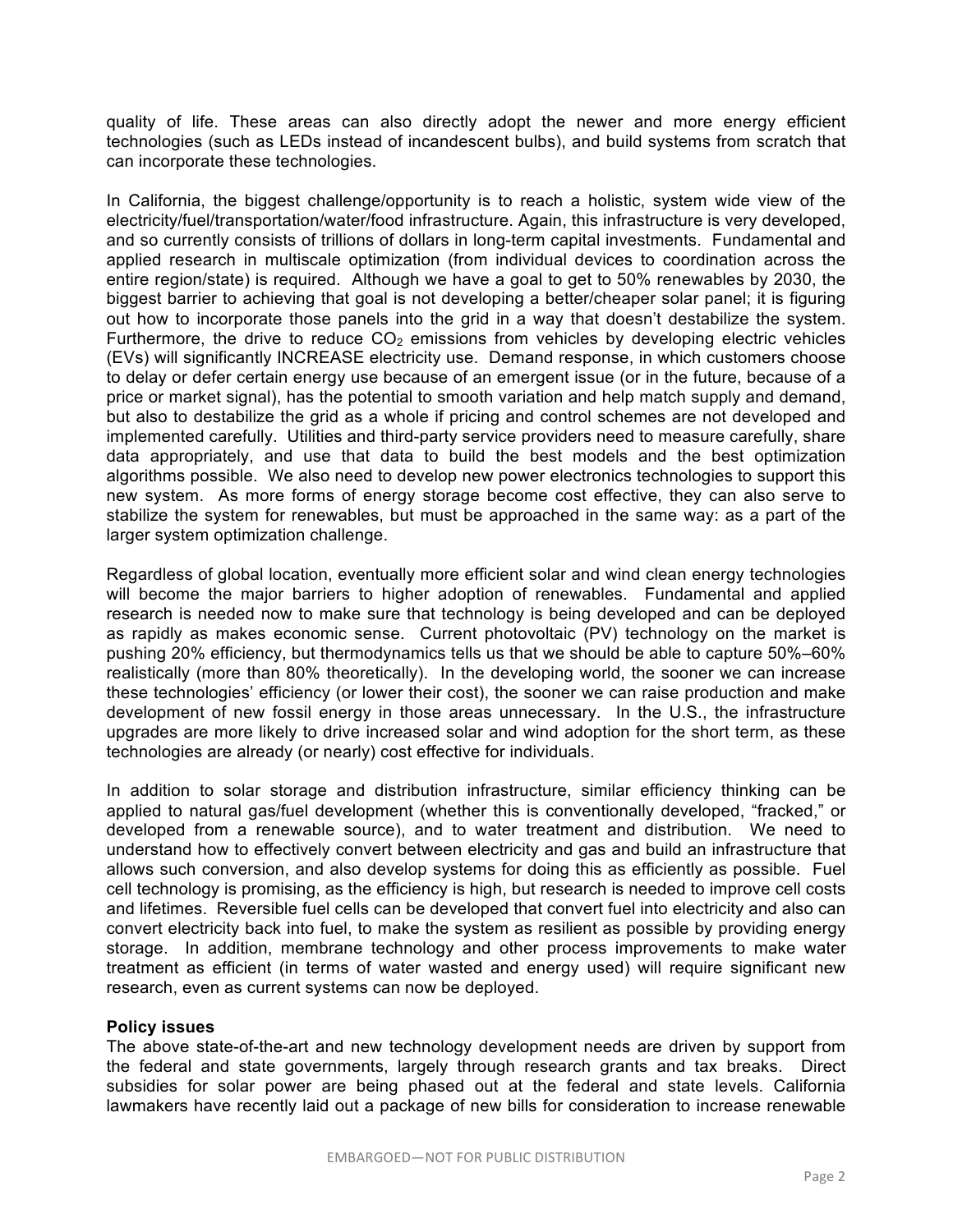quality of life. These areas can also directly adopt the newer and more energy efficient technologies (such as LEDs instead of incandescent bulbs), and build systems from scratch that can incorporate these technologies.

In California, the biggest challenge/opportunity is to reach a holistic, system wide view of the electricity/fuel/transportation/water/food infrastructure. Again, this infrastructure is very developed, and so currently consists of trillions of dollars in long-term capital investments. Fundamental and applied research in multiscale optimization (from individual devices to coordination across the entire region/state) is required. Although we have a goal to get to 50% renewables by 2030, the biggest barrier to achieving that goal is not developing a better/cheaper solar panel; it is figuring out how to incorporate those panels into the grid in a way that doesn't destabilize the system. Furthermore, the drive to reduce $CO_2$ emissions from vehicles by developing electric vehicles (EVs) will significantly INCREASE electricity use. Demand response, in which customers choose to delay or defer certain energy use because of an emergent issue (or in the future, because of a price or market signal), has the potential to smooth variation and help match supply and demand, but also to destabilize the grid as a whole if pricing and control schemes are not developed and implemented carefully. Utilities and third-party service providers need to measure carefully, share data appropriately, and use that data to build the best models and the best optimization algorithms possible. We also need to develop new power electronics technologies to support this new system. As more forms of energy storage become cost effective, they can also serve to stabilize the system for renewables, but must be approached in the same way: as a part of the larger system optimization challenge.

Regardless of global location, eventually more efficient solar and wind clean energy technologies will become the major barriers to higher adoption of renewables. Fundamental and applied research is needed now to make sure that technology is being developed and can be deployed as rapidly as makes economic sense. Current photovoltaic (PV) technology on the market is pushing 20% efficiency, but thermodynamics tells us that we should be able to capture 50%–60% realistically (more than 80% theoretically). In the developing world, the sooner we can increase these technologies' efficiency (or lower their cost), the sooner we can raise production and make development of new fossil energy in those areas unnecessary. In the U.S., the infrastructure upgrades are more likely to drive increased solar and wind adoption for the short term, as these technologies are already (or nearly) cost effective for individuals.

In addition to solar storage and distribution infrastructure, similar efficiency thinking can be applied to natural gas/fuel development (whether this is conventionally developed, "fracked," or developed from a renewable source), and to water treatment and distribution. We need to understand how to effectively convert between electricity and gas and build an infrastructure that allows such conversion, and also develop systems for doing this as efficiently as possible. Fuel cell technology is promising, as the efficiency is high, but research is needed to improve cell costs and lifetimes. Reversible fuel cells can be developed that convert fuel into electricity and also can convert electricity back into fuel, to make the system as resilient as possible by providing energy storage. In addition, membrane technology and other process improvements to make water treatment as efficient (in terms of water wasted and energy used) will require significant new research, even as current systems can now be deployed.

**Policy issues**

The above state-of-the-art and new technology development needs are driven by support from the federal and state governments, largely through research grants and tax breaks. Direct subsidies for solar power are being phased out at the federal and state levels. California lawmakers have recently laid out a package of new bills for consideration to increase renewable

EMBARGOED—NOT FOR PUBLIC DISTRIBUTION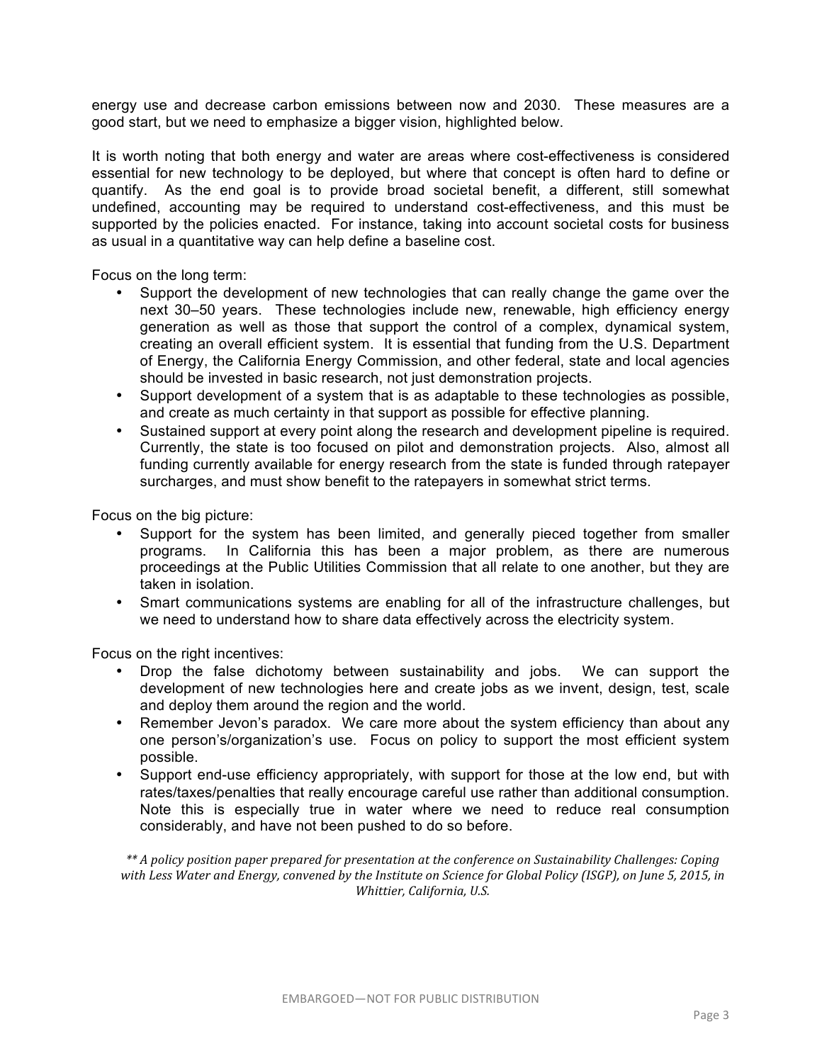energy use and decrease carbon emissions between now and 2030. These measures are a good start, but we need to emphasize a bigger vision, highlighted below.

It is worth noting that both energy and water are areas where cost-effectiveness is considered essential for new technology to be deployed, but where that concept is often hard to define or quantify. As the end goal is to provide broad societal benefit, a different, still somewhat undefined, accounting may be required to understand cost-effectiveness, and this must be supported by the policies enacted. For instance, taking into account societal costs for business as usual in a quantitative way can help define a baseline cost.

Focus on the long term:

- Support the development of new technologies that can really change the game over the next 30–50 years. These technologies include new, renewable, high efficiency energy generation as well as those that support the control of a complex, dynamical system, creating an overall efficient system. It is essential that funding from the U.S. Department of Energy, the California Energy Commission, and other federal, state and local agencies should be invested in basic research, not just demonstration projects.
- Support development of a system that is as adaptable to these technologies as possible, and create as much certainty in that support as possible for effective planning.
- Sustained support at every point along the research and development pipeline is required. Currently, the state is too focused on pilot and demonstration projects. Also, almost all funding currently available for energy research from the state is funded through ratepayer surcharges, and must show benefit to the ratepayers in somewhat strict terms.

Focus on the big picture:

- Support for the system has been limited, and generally pieced together from smaller programs. In California this has been a major problem, as there are numerous proceedings at the Public Utilities Commission that all relate to one another, but they are taken in isolation.
- Smart communications systems are enabling for all of the infrastructure challenges, but we need to understand how to share data effectively across the electricity system.

Focus on the right incentives:

- Drop the false dichotomy between sustainability and jobs. We can support the development of new technologies here and create jobs as we invent, design, test, scale and deploy them around the region and the world.
- Remember Jevon's paradox. We care more about the system efficiency than about any one person's/organization's use. Focus on policy to support the most efficient system possible.
- Support end-use efficiency appropriately, with support for those at the low end, but with rates/taxes/penalties that really encourage careful use rather than additional consumption. Note this is especially true in water where we need to reduce real consumption considerably, and have not been pushed to do so before.

*** A policy position paper prepared for presentation at the conference on Sustainability Challenges: Coping with Less Water and Energy, convened by the Institute on Science for Global Policy (ISGP), on June 5, 2015, in Whittier, California, U.S.*

EMBARGOED—NOT FOR PUBLIC DISTRIBUTION